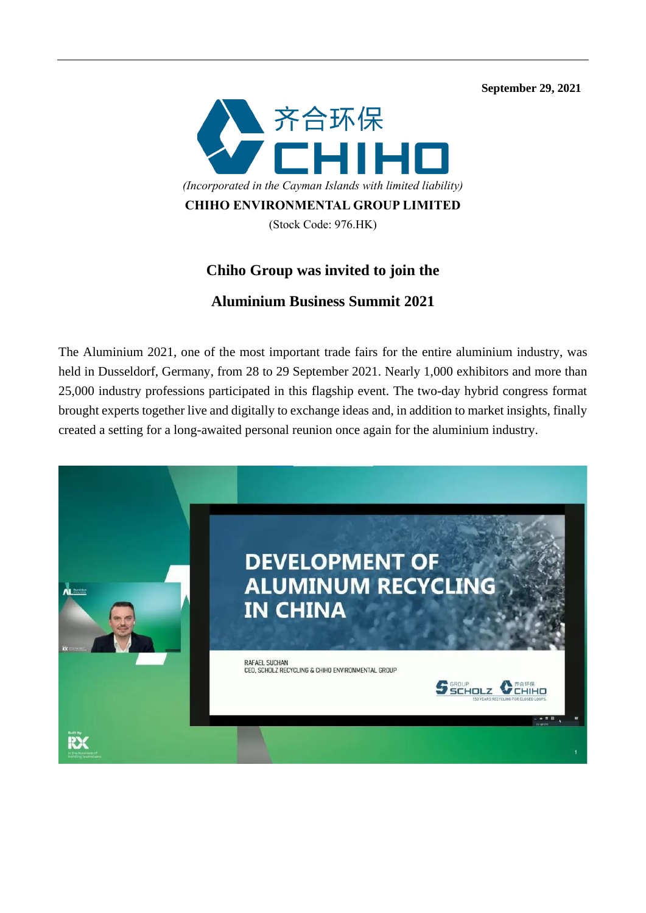September 29, 2021

*(Incorporated in the Cayman Islands with limited liability)*

**CHIHO ENVIRONMENTAL GROUP LIMITED**

(Stock Code: 976.HK)

## Chiho Group was invited to join the

## Aluminium Business Summit 2021

The Aluminium 2021, one of the most important trade fairs for the entire aluminium industry, was held in Dusseldorf, Germany, from 28 to 29 September 2021. Nearly 1,000 exhibitors and more than 25,000 industry professions participated in this flagship event. The two-day hybrid congress format brought experts together live and digitally to exchange ideas and, in addition to market insights, finally created a setting for a long-awaited personal reunion once again for the aluminium industry.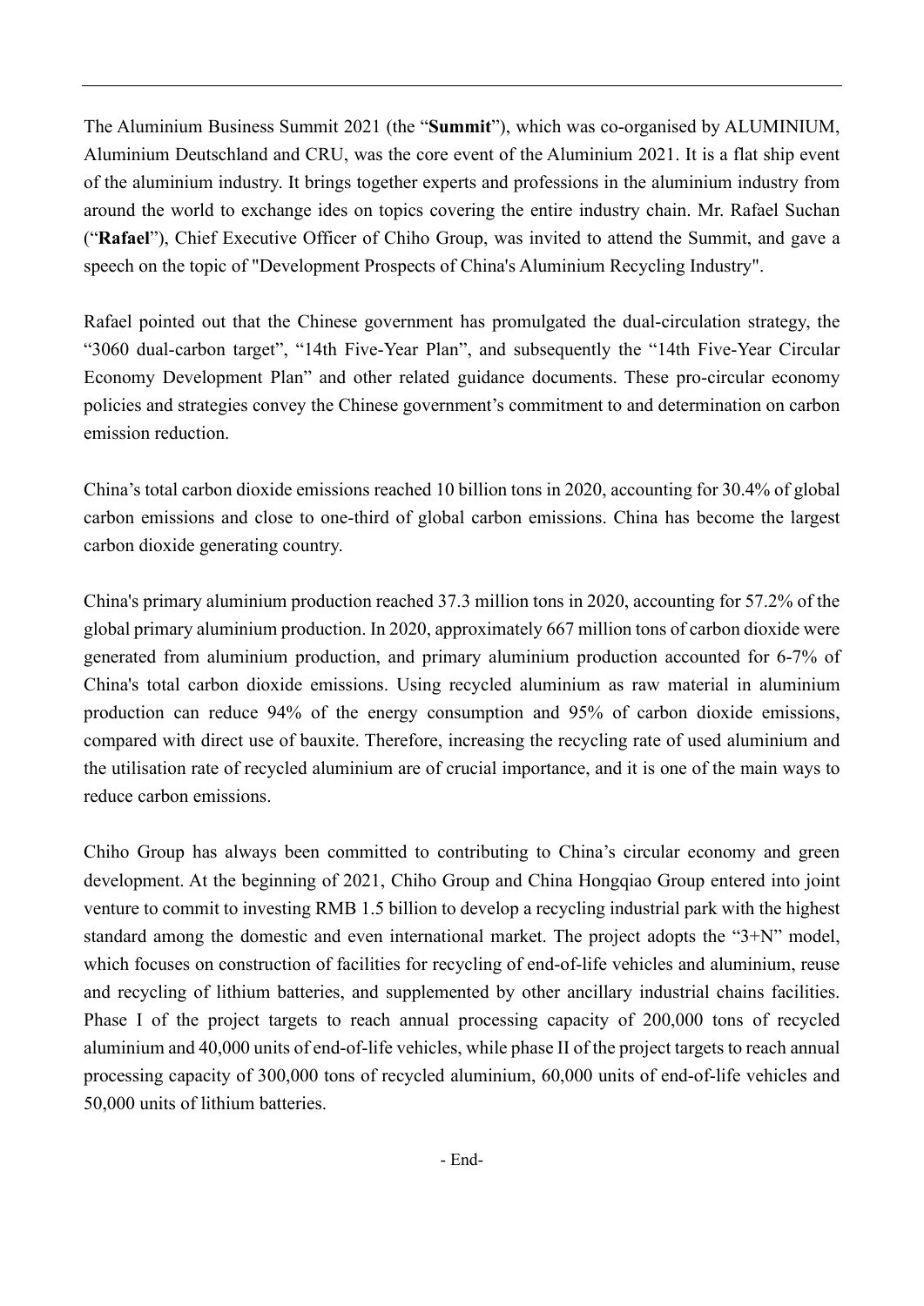The Aluminium Business Summit 2021 (the "**Summit**"), which was co-organised by ALUMINIUM, Aluminium Deutschland and CRU, was the core event of the Aluminium 2021. It is a flat ship event of the aluminium industry. It brings together experts and professions in the aluminium industry from around the world to exchange ides on topics covering the entire industry chain. Mr. Rafael Suchan ("**Rafael**"), Chief Executive Officer of Chiho Group, was invited to attend the Summit, and gave a speech on the topic of "Development Prospects of China's Aluminium Recycling Industry".

Rafael pointed out that the Chinese government has promulgated the dual-circulation strategy, the "3060 dual-carbon target", "14th Five-Year Plan", and subsequently the "14th Five-Year Circular Economy Development Plan" and other related guidance documents. These pro-circular economy policies and strategies convey the Chinese government's commitment to and determination on carbon emission reduction.

China's total carbon dioxide emissions reached 10 billion tons in 2020, accounting for 30.4% of global carbon emissions and close to one-third of global carbon emissions. China has become the largest carbon dioxide generating country.

China's primary aluminium production reached 37.3 million tons in 2020, accounting for 57.2% of the global primary aluminium production. In 2020, approximately 667 million tons of carbon dioxide were generated from aluminium production, and primary aluminium production accounted for 6-7% of China's total carbon dioxide emissions. Using recycled aluminium as raw material in aluminium production can reduce 94% of the energy consumption and 95% of carbon dioxide emissions, compared with direct use of bauxite. Therefore, increasing the recycling rate of used aluminium and the utilisation rate of recycled aluminium are of crucial importance, and it is one of the main ways to reduce carbon emissions.

Chiho Group has always been committed to contributing to China's circular economy and green development. At the beginning of 2021, Chiho Group and China Hongqiao Group entered into joint venture to commit to investing RMB 1.5 billion to develop a recycling industrial park with the highest standard among the domestic and even international market. The project adopts the "3+N" model, which focuses on construction of facilities for recycling of end-of-life vehicles and aluminium, reuse and recycling of lithium batteries, and supplemented by other ancillary industrial chains facilities. Phase I of the project targets to reach annual processing capacity of 200,000 tons of recycled aluminium and 40,000 units of end-of-life vehicles, while phase II of the project targets to reach annual processing capacity of 300,000 tons of recycled aluminium, 60,000 units of end-of-life vehicles and 50,000 units of lithium batteries.

- End-